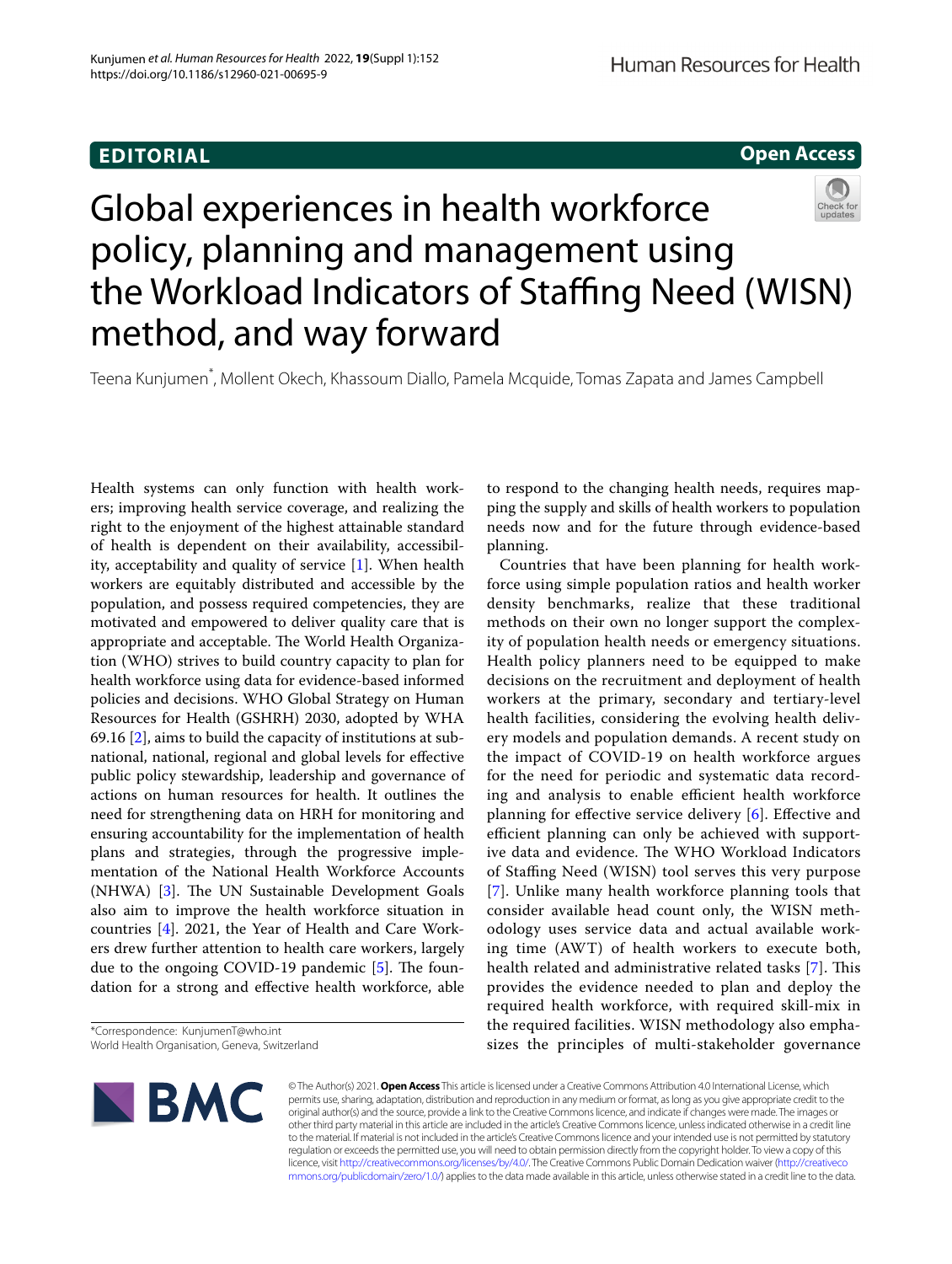**EDITORIAL** **Open Access**

# Global experiences in health workforce policy, planning and management using the Workload Indicators of Staffing Need (WISN) method, and way forward

Teena Kunjumen*, Mollent Okech, Khassoum Diallo, Pamela Mcquide, Tomas Zapata and James Campbell

Health systems can only function with health workers; improving health service coverage, and realizing the right to the enjoyment of the highest attainable standard of health is dependent on their availability, accessibility, acceptability and quality of service [1]. When health workers are equitably distributed and accessible by the population, and possess required competencies, they are motivated and empowered to deliver quality care that is appropriate and acceptable. The World Health Organization (WHO) strives to build country capacity to plan for health workforce using data for evidence-based informed policies and decisions. WHO Global Strategy on Human Resources for Health (GSHRH) 2030, adopted by WHA 69.16 [2], aims to build the capacity of institutions at subnational, national, regional and global levels for effective public policy stewardship, leadership and governance of actions on human resources for health. It outlines the need for strengthening data on HRH for monitoring and ensuring accountability for the implementation of health plans and strategies, through the progressive implementation of the National Health Workforce Accounts (NHWA) [3]. The UN Sustainable Development Goals also aim to improve the health workforce situation in countries [4]. 2021, the Year of Health and Care Workers drew further attention to health care workers, largely due to the ongoing COVID-19 pandemic [5]. The foundation for a strong and effective health workforce, able to respond to the changing health needs, requires mapping the supply and skills of health workers to population needs now and for the future through evidence-based planning.

Countries that have been planning for health workforce using simple population ratios and health worker density benchmarks, realize that these traditional methods on their own no longer support the complexity of population health needs or emergency situations. Health policy planners need to be equipped to make decisions on the recruitment and deployment of health workers at the primary, secondary and tertiary-level health facilities, considering the evolving health delivery models and population demands. A recent study on the impact of COVID-19 on health workforce argues for the need for periodic and systematic data recording and analysis to enable efficient health workforce planning for effective service delivery [6]. Effective and efficient planning can only be achieved with supportive data and evidence. The WHO Workload Indicators of Staffing Need (WISN) tool serves this very purpose [7]. Unlike many health workforce planning tools that consider available head count only, the WISN methodology uses service data and actual available working time (AWT) of health workers to execute both, health related and administrative related tasks [7]. This provides the evidence needed to plan and deploy the required health workforce, with required skill-mix in the required facilities. WISN methodology also emphasizes the principles of multi-stakeholder governance

*Correspondence: KunjumenT@who.int
World Health Organisation, Geneva, Switzerland

© The Author(s) 2021. **Open Access** This article is licensed under a Creative Commons Attribution 4.0 International License, which permits use, sharing, adaptation, distribution and reproduction in any medium or format, as long as you give appropriate credit to the original author(s) and the source, provide a link to the Creative Commons licence, and indicate if changes were made. The images or other third party material in this article are included in the article's Creative Commons licence, unless indicated otherwise in a credit line to the material. If material is not included in the article's Creative Commons licence and your intended use is not permitted by statutory regulation or exceeds the permitted use, you will need to obtain permission directly from the copyright holder. To view a copy of this licence, visit http://creativecommons.org/licenses/by/4.0/. The Creative Commons Public Domain Dedication waiver (http://creativecommons.org/publicdomain/zero/1.0/) applies to the data made available in this article, unless otherwise stated in a credit line to the data.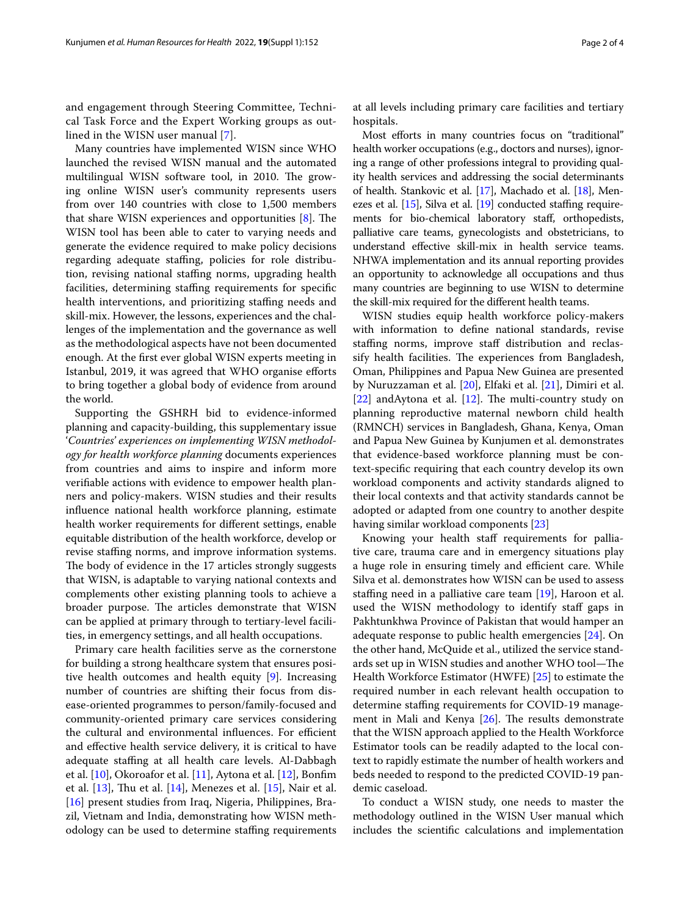and engagement through Steering Committee, Technical Task Force and the Expert Working groups as outlined in the WISN user manual [7].

Many countries have implemented WISN since WHO launched the revised WISN manual and the automated multilingual WISN software tool, in 2010. The growing online WISN user's community represents users from over 140 countries with close to 1,500 members that share WISN experiences and opportunities [8]. The WISN tool has been able to cater to varying needs and generate the evidence required to make policy decisions regarding adequate staffing, policies for role distribution, revising national staffing norms, upgrading health facilities, determining staffing requirements for specific health interventions, and prioritizing staffing needs and skill-mix. However, the lessons, experiences and the challenges of the implementation and the governance as well as the methodological aspects have not been documented enough. At the first ever global WISN experts meeting in Istanbul, 2019, it was agreed that WHO organise efforts to bring together a global body of evidence from around the world.

Supporting the GSHRH bid to evidence-informed planning and capacity-building, this supplementary issue '*Countries' experiences on implementing WISN methodology for health workforce planning* documents experiences from countries and aims to inspire and inform more verifiable actions with evidence to empower health planners and policy-makers. WISN studies and their results influence national health workforce planning, estimate health worker requirements for different settings, enable equitable distribution of the health workforce, develop or revise staffing norms, and improve information systems. The body of evidence in the 17 articles strongly suggests that WISN, is adaptable to varying national contexts and complements other existing planning tools to achieve a broader purpose. The articles demonstrate that WISN can be applied at primary through to tertiary-level facilities, in emergency settings, and all health occupations.

Primary care health facilities serve as the cornerstone for building a strong healthcare system that ensures positive health outcomes and health equity [9]. Increasing number of countries are shifting their focus from disease-oriented programmes to person/family-focused and community-oriented primary care services considering the cultural and environmental influences. For efficient and effective health service delivery, it is critical to have adequate staffing at all health care levels. Al-Dabbagh et al. [10], Okoroafor et al. [11], Aytona et al. [12], Bonfim et al. [13], Thu et al. [14], Menezes et al. [15], Nair et al. [16] present studies from Iraq, Nigeria, Philippines, Brazil, Vietnam and India, demonstrating how WISN methodology can be used to determine staffing requirements at all levels including primary care facilities and tertiary hospitals.

Most efforts in many countries focus on "traditional" health worker occupations (e.g., doctors and nurses), ignoring a range of other professions integral to providing quality health services and addressing the social determinants of health. Stankovic et al. [17], Machado et al. [18], Menezes et al. [15], Silva et al. [19] conducted staffing requirements for bio-chemical laboratory staff, orthopedists, palliative care teams, gynecologists and obstetricians, to understand effective skill-mix in health service teams. NHWA implementation and its annual reporting provides an opportunity to acknowledge all occupations and thus many countries are beginning to use WISN to determine the skill-mix required for the different health teams.

WISN studies equip health workforce policy-makers with information to define national standards, revise staffing norms, improve staff distribution and reclassify health facilities. The experiences from Bangladesh, Oman, Philippines and Papua New Guinea are presented by Nuruzzaman et al. [20], Elfaki et al. [21], Dimiri et al. [22] andAytona et al. [12]. The multi-country study on planning reproductive maternal newborn child health (RMNCH) services in Bangladesh, Ghana, Kenya, Oman and Papua New Guinea by Kunjumen et al. demonstrates that evidence-based workforce planning must be context-specific requiring that each country develop its own workload components and activity standards aligned to their local contexts and that activity standards cannot be adopted or adapted from one country to another despite having similar workload components [23]

Knowing your health staff requirements for palliative care, trauma care and in emergency situations play a huge role in ensuring timely and efficient care. While Silva et al. demonstrates how WISN can be used to assess staffing need in a palliative care team [19], Haroon et al. used the WISN methodology to identify staff gaps in Pakhtunkhwa Province of Pakistan that would hamper an adequate response to public health emergencies [24]. On the other hand, McQuide et al., utilized the service standards set up in WISN studies and another WHO tool—The Health Workforce Estimator (HWFE) [25] to estimate the required number in each relevant health occupation to determine staffing requirements for COVID-19 management in Mali and Kenya [26]. The results demonstrate that the WISN approach applied to the Health Workforce Estimator tools can be readily adapted to the local context to rapidly estimate the number of health workers and beds needed to respond to the predicted COVID-19 pandemic caseload.

To conduct a WISN study, one needs to master the methodology outlined in the WISN User manual which includes the scientific calculations and implementation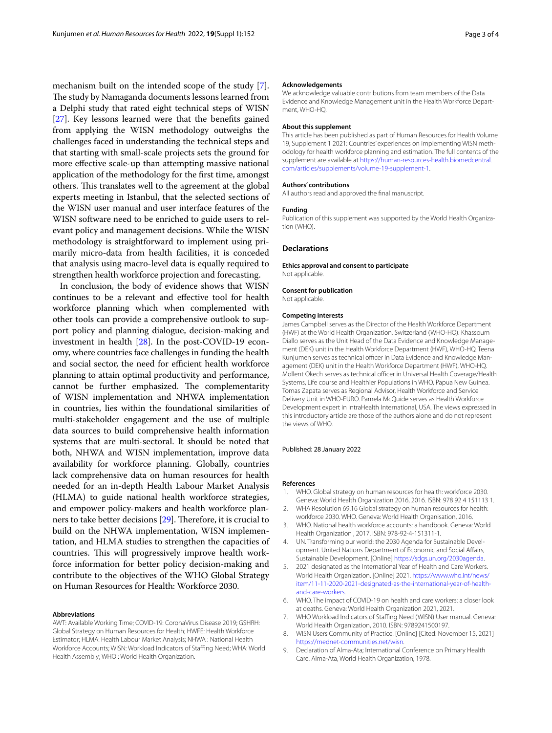mechanism built on the intended scope of the study [7]. The study by Namaganda documents lessons learned from a Delphi study that rated eight technical steps of WISN [27]. Key lessons learned were that the benefits gained from applying the WISN methodology outweighs the challenges faced in understanding the technical steps and that starting with small-scale projects sets the ground for more effective scale-up than attempting massive national application of the methodology for the first time, amongst others. This translates well to the agreement at the global experts meeting in Istanbul, that the selected sections of the WISN user manual and user interface features of the WISN software need to be enriched to guide users to relevant policy and management decisions. While the WISN methodology is straightforward to implement using primarily micro-data from health facilities, it is conceded that analysis using macro-level data is equally required to strengthen health workforce projection and forecasting.

In conclusion, the body of evidence shows that WISN continues to be a relevant and effective tool for health workforce planning which when complemented with other tools can provide a comprehensive outlook to support policy and planning dialogue, decision-making and investment in health [28]. In the post-COVID-19 economy, where countries face challenges in funding the health and social sector, the need for efficient health workforce planning to attain optimal productivity and performance, cannot be further emphasized. The complementarity of WISN implementation and NHWA implementation in countries, lies within the foundational similarities of multi-stakeholder engagement and the use of multiple data sources to build comprehensive health information systems that are multi-sectoral. It should be noted that both, NHWA and WISN implementation, improve data availability for workforce planning. Globally, countries lack comprehensive data on human resources for health needed for an in-depth Health Labour Market Analysis (HLMA) to guide national health workforce strategies, and empower policy-makers and health workforce planners to take better decisions [29]. Therefore, it is crucial to build on the NHWA implementation, WISN implementation, and HLMA studies to strengthen the capacities of countries. This will progressively improve health workforce information for better policy decision-making and contribute to the objectives of the WHO Global Strategy on Human Resources for Health: Workforce 2030.

#### Abbreviations

AWT: Available Working Time; COVID-19: CoronaVirus Disease 2019; GSHRH: Global Strategy on Human Resources for Health; HWFE: Health Workforce Estimator; HLMA: Health Labour Market Analysis; NHWA : National Health Workforce Accounts; WISN: Workload Indicators of Staffing Need; WHA: World Health Assembly; WHO : World Health Organization.

#### Acknowledgements

We acknowledge valuable contributions from team members of the Data Evidence and Knowledge Management unit in the Health Workforce Department, WHO-HQ.

#### About this supplement

This article has been published as part of Human Resources for Health Volume 19, Supplement 1 2021: Countries' experiences on implementing WISN methodology for health workforce planning and estimation. The full contents of the supplement are available at https://human-resources-health.biomedcentral.com/articles/supplements/volume-19-supplement-1.

#### Authors' contributions

All authors read and approved the final manuscript.

#### Funding

Publication of this supplement was supported by the World Health Organization (WHO).

## Declarations

#### Ethics approval and consent to participate

Not applicable.

#### Consent for publication

Not applicable.

#### Competing interests

James Campbell serves as the Director of the Health Workforce Department (HWF) at the World Health Organization, Switzerland (WHO-HQ). Khassoum Diallo serves as the Unit Head of the Data Evidence and Knowledge Management (DEK) unit in the Health Workforce Department (HWF), WHO-HQ. Teena Kunjumen serves as technical officer in Data Evidence and Knowledge Management (DEK) unit in the Health Workforce Department (HWF), WHO-HQ. Mollent Okech serves as technical officer in Universal Health Coverage/Health Systems, Life course and Healthier Populations in WHO, Papua New Guinea. Tomas Zapata serves as Regional Advisor, Health Workforce and Service Delivery Unit in WHO-EURO. Pamela McQuide serves as Health Workforce Development expert in IntraHealth International, USA. The views expressed in this introductory article are those of the authors alone and do not represent the views of WHO.

Published: 28 January 2022

#### References

1. WHO. Global strategy on human resources for health: workforce 2030. Geneva: World Health Organization 2016, 2016. ISBN: 978 92 4 151113 1.
2. WHA Resolution 69.16 Global strategy on human resources for health: workforce 2030. WHO. Geneva: World Health Organisation, 2016.
3. WHO. National health workforce accounts: a handbook. Geneva: World Health Organization , 2017. ISBN: 978-92-4-151311-1.
4. UN. Transforming our world: the 2030 Agenda for Sustainable Development. United Nations Department of Economic and Social Affairs, Sustainable Development. [Online] https://sdgs.un.org/2030agenda.
5. 2021 designated as the International Year of Health and Care Workers. World Health Organization. [Online] 2021. https://www.who.int/news/item/11-11-2020-2021-designated-as-the-international-year-of-health-and-care-workers.
6. WHO. The impact of COVID-19 on health and care workers: a closer look at deaths. Geneva: World Health Organization 2021, 2021.
7. WHO Workload Indicators of Staffing Need (WISN) User manual. Geneva: World Health Organization, 2010. ISBN: 9789241500197.
8. WISN Users Community of Practice. [Online] [Cited: November 15, 2021] https://mednet-communities.net/wisn.
9. Declaration of Alma-Ata; International Conference on Primary Health Care. Alma-Ata, World Health Organization, 1978.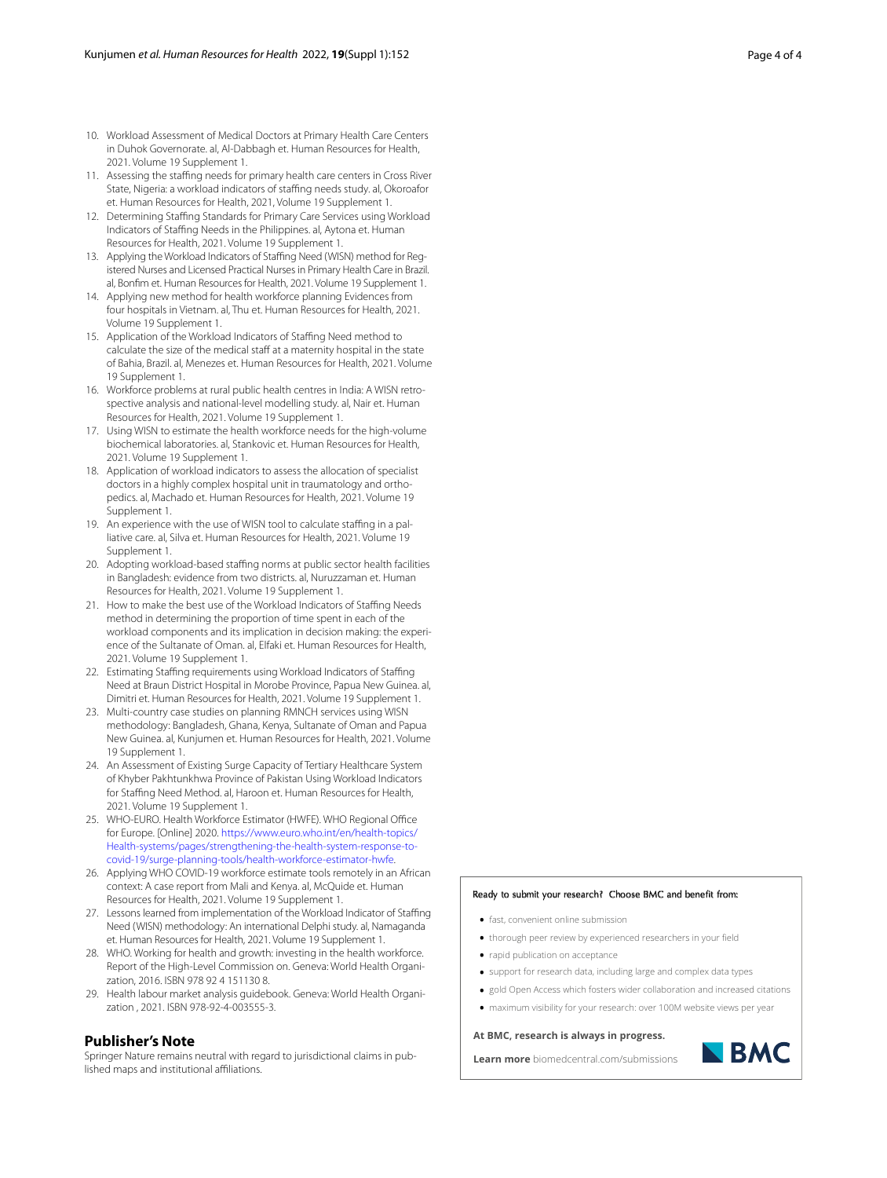10. Workload Assessment of Medical Doctors at Primary Health Care Centers in Duhok Governorate. al, Al-Dabbagh et. Human Resources for Health, 2021. Volume 19 Supplement 1.
11. Assessing the staffing needs for primary health care centers in Cross River State, Nigeria: a workload indicators of staffing needs study. al, Okoroafor et. Human Resources for Health, 2021, Volume 19 Supplement 1.
12. Determining Staffing Standards for Primary Care Services using Workload Indicators of Staffing Needs in the Philippines. al, Aytona et. Human Resources for Health, 2021. Volume 19 Supplement 1.
13. Applying the Workload Indicators of Staffing Need (WISN) method for Registered Nurses and Licensed Practical Nurses in Primary Health Care in Brazil. al, Bonfim et. Human Resources for Health, 2021. Volume 19 Supplement 1.
14. Applying new method for health workforce planning Evidences from four hospitals in Vietnam. al, Thu et. Human Resources for Health, 2021. Volume 19 Supplement 1.
15. Application of the Workload Indicators of Staffing Need method to calculate the size of the medical staff at a maternity hospital in the state of Bahia, Brazil. al, Menezes et. Human Resources for Health, 2021. Volume 19 Supplement 1.
16. Workforce problems at rural public health centres in India: A WISN retrospective analysis and national-level modelling study. al, Nair et. Human Resources for Health, 2021. Volume 19 Supplement 1.
17. Using WISN to estimate the health workforce needs for the high-volume biochemical laboratories. al, Stankovic et. Human Resources for Health, 2021. Volume 19 Supplement 1.
18. Application of workload indicators to assess the allocation of specialist doctors in a highly complex hospital unit in traumatology and orthopedics. al, Machado et. Human Resources for Health, 2021. Volume 19 Supplement 1.
19. An experience with the use of WISN tool to calculate staffing in a palliative care. al, Silva et. Human Resources for Health, 2021. Volume 19 Supplement 1.
20. Adopting workload-based staffing norms at public sector health facilities in Bangladesh: evidence from two districts. al, Nuruzzaman et. Human Resources for Health, 2021. Volume 19 Supplement 1.
21. How to make the best use of the Workload Indicators of Staffing Needs method in determining the proportion of time spent in each of the workload components and its implication in decision making: the experience of the Sultanate of Oman. al, Elfaki et. Human Resources for Health, 2021. Volume 19 Supplement 1.
22. Estimating Staffing requirements using Workload Indicators of Staffing Need at Braun District Hospital in Morobe Province, Papua New Guinea. al, Dimitri et. Human Resources for Health, 2021. Volume 19 Supplement 1.
23. Multi-country case studies on planning RMNCH services using WISN methodology: Bangladesh, Ghana, Kenya, Sultanate of Oman and Papua New Guinea. al, Kunjumen et. Human Resources for Health, 2021. Volume 19 Supplement 1.
24. An Assessment of Existing Surge Capacity of Tertiary Healthcare System of Khyber Pakhtunkhwa Province of Pakistan Using Workload Indicators for Staffing Need Method. al, Haroon et. Human Resources for Health, 2021. Volume 19 Supplement 1.
25. WHO-EURO. Health Workforce Estimator (HWFE). WHO Regional Office for Europe. [Online] 2020. https://www.euro.who.int/en/health-topics/Health-systems/pages/strengthening-the-health-system-response-to-covid-19/surge-planning-tools/health-workforce-estimator-hwfe.
26. Applying WHO COVID-19 workforce estimate tools remotely in an African context: A case report from Mali and Kenya. al, McQuide et. Human Resources for Health, 2021. Volume 19 Supplement 1.
27. Lessons learned from implementation of the Workload Indicator of Staffing Need (WISN) methodology: An international Delphi study. al, Namaganda et. Human Resources for Health, 2021. Volume 19 Supplement 1.
28. WHO. Working for health and growth: investing in the health workforce. Report of the High-Level Commission on. Geneva: World Health Organization, 2016. ISBN 978 92 4 151130 8.
29. Health labour market analysis guidebook. Geneva: World Health Organization , 2021. ISBN 978-92-4-003555-3.

## Publisher's Note

Springer Nature remains neutral with regard to jurisdictional claims in published maps and institutional affiliations.

Ready to submit your research? Choose BMC and benefit from:

- fast, convenient online submission
- thorough peer review by experienced researchers in your field
- rapid publication on acceptance
- support for research data, including large and complex data types
- gold Open Access which fosters wider collaboration and increased citations
- maximum visibility for your research: over 100M website views per year

**At BMC, research is always in progress.**

**Learn more** biomedcentral.com/submissions

BMC